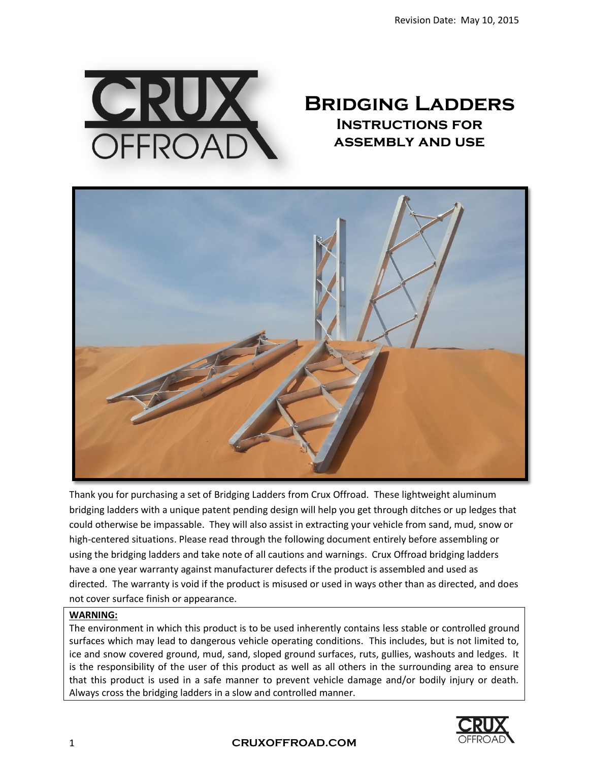Revision Date: May 10, 2015

# Bridging Ladders

## Instructions for assembly and use

Thank you for purchasing a set of Bridging Ladders from Crux Offroad. These lightweight aluminum bridging ladders with a unique patent pending design will help you get through ditches or up ledges that could otherwise be impassable. They will also assist in extracting your vehicle from sand, mud, snow or high-centered situations. Please read through the following document entirely before assembling or using the bridging ladders and take note of all cautions and warnings. Crux Offroad bridging ladders have a one year warranty against manufacturer defects if the product is assembled and used as directed. The warranty is void if the product is misused or used in ways other than as directed, and does not cover surface finish or appearance.

**WARNING:**

The environment in which this product is to be used inherently contains less stable or controlled ground surfaces which may lead to dangerous vehicle operating conditions. This includes, but is not limited to, ice and snow covered ground, mud, sand, sloped ground surfaces, ruts, gullies, washouts and ledges. It is the responsibility of the user of this product as well as all others in the surrounding area to ensure that this product is used in a safe manner to prevent vehicle damage and/or bodily injury or death. Always cross the bridging ladders in a slow and controlled manner.

**CRUXOFFROAD.COM**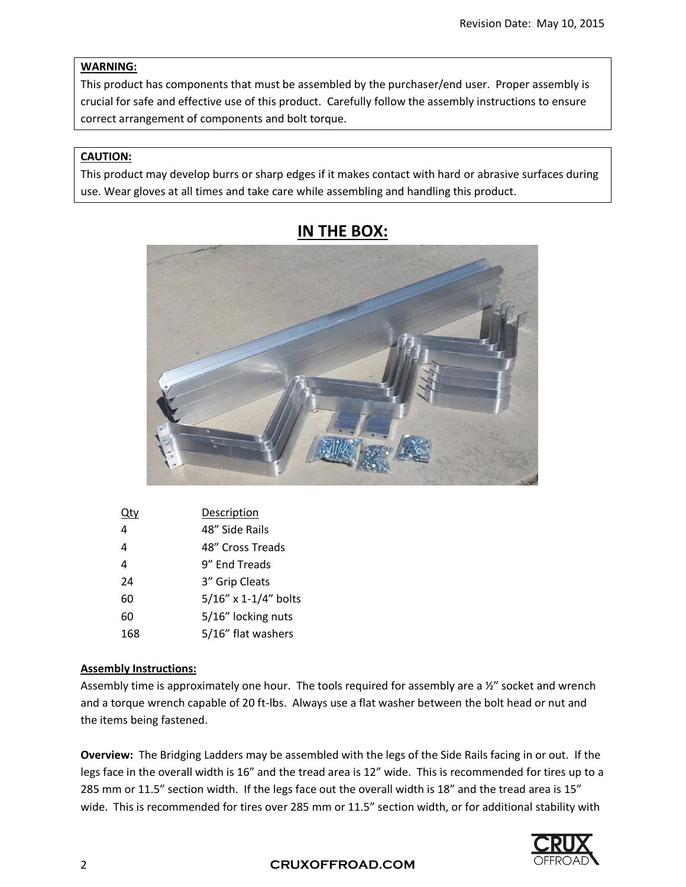Revision Date: May 10, 2015

**WARNING:**
This product has components that must be assembled by the purchaser/end user. Proper assembly is crucial for safe and effective use of this product. Carefully follow the assembly instructions to ensure correct arrangement of components and bolt torque.

**CAUTION:**
This product may develop burrs or sharp edges if it makes contact with hard or abrasive surfaces during use. Wear gloves at all times and take care while assembling and handling this product.

## IN THE BOX:

| Qty | Description |
| --- | --- |
| 4 | 48" Side Rails |
| 4 | 48" Cross Treads |
| 4 | 9" End Treads |
| 24 | 3" Grip Cleats |
| 60 | 5/16" x 1-1/4" bolts |
| 60 | 5/16" locking nuts |
| 168 | 5/16" flat washers |

**Assembly Instructions:**
Assembly time is approximately one hour. The tools required for assembly are a ½" socket and wrench and a torque wrench capable of 20 ft-lbs. Always use a flat washer between the bolt head or nut and the items being fastened.

**Overview:** The Bridging Ladders may be assembled with the legs of the Side Rails facing in or out. If the legs face in the overall width is 16" and the tread area is 12" wide. This is recommended for tires up to a 285 mm or 11.5" section width. If the legs face out the overall width is 18" and the tread area is 15" wide. This is recommended for tires over 285 mm or 11.5" section width, or for additional stability with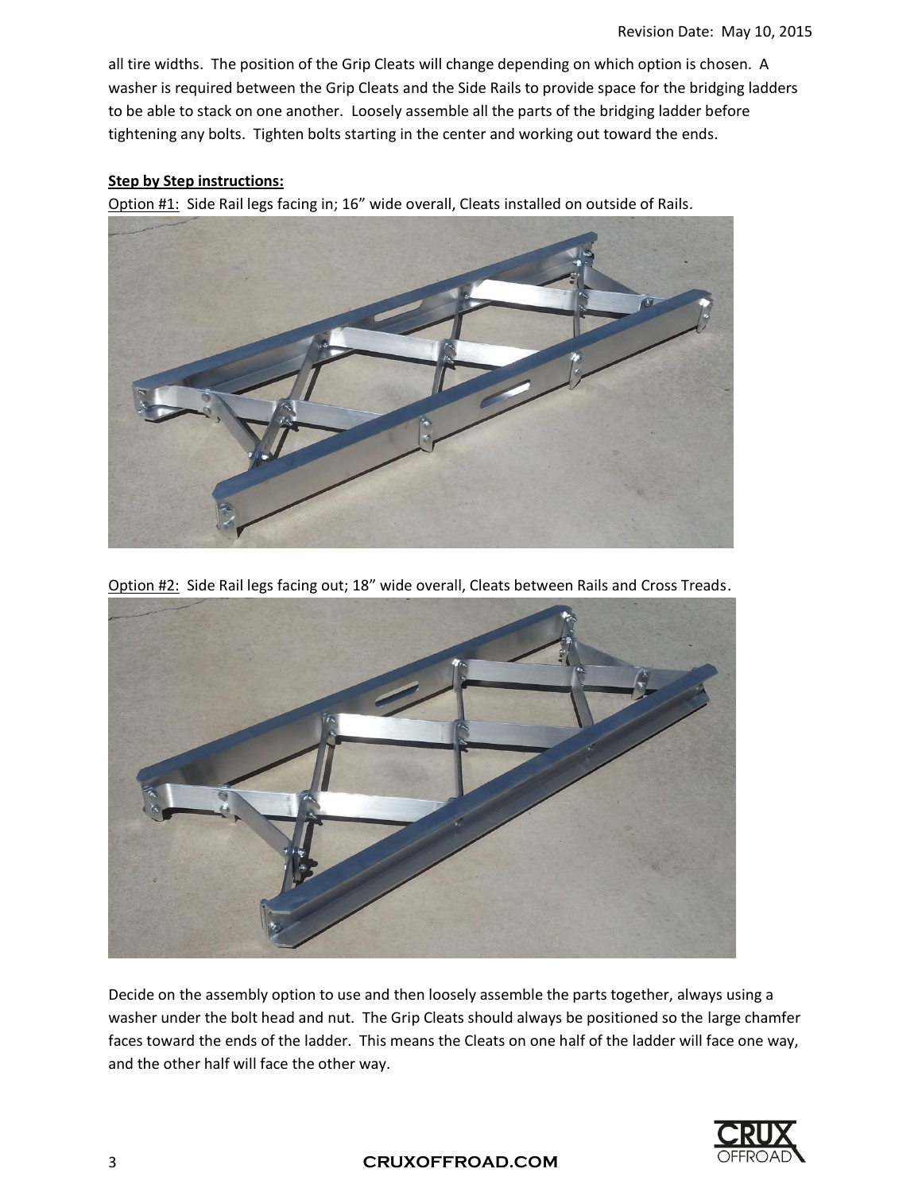all tire widths. The position of the Grip Cleats will change depending on which option is chosen. A washer is required between the Grip Cleats and the Side Rails to provide space for the bridging ladders to be able to stack on one another. Loosely assemble all the parts of the bridging ladder before tightening any bolts. Tighten bolts starting in the center and working out toward the ends.

**Step by Step instructions:**

Option #1: Side Rail legs facing in; 16" wide overall, Cleats installed on outside of Rails.

Option #2: Side Rail legs facing out; 18" wide overall, Cleats between Rails and Cross Treads.

Decide on the assembly option to use and then loosely assemble the parts together, always using a washer under the bolt head and nut. The Grip Cleats should always be positioned so the large chamfer faces toward the ends of the ladder. This means the Cleats on one half of the ladder will face one way, and the other half will face the other way.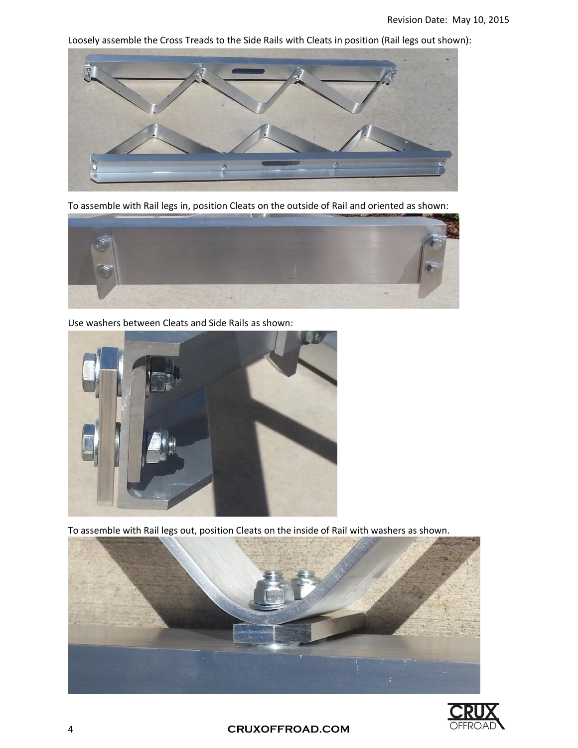Loosely assemble the Cross Treads to the Side Rails with Cleats in position (Rail legs out shown):

To assemble with Rail legs in, position Cleats on the outside of Rail and oriented as shown:

Use washers between Cleats and Side Rails as shown:

To assemble with Rail legs out, position Cleats on the inside of Rail with washers as shown.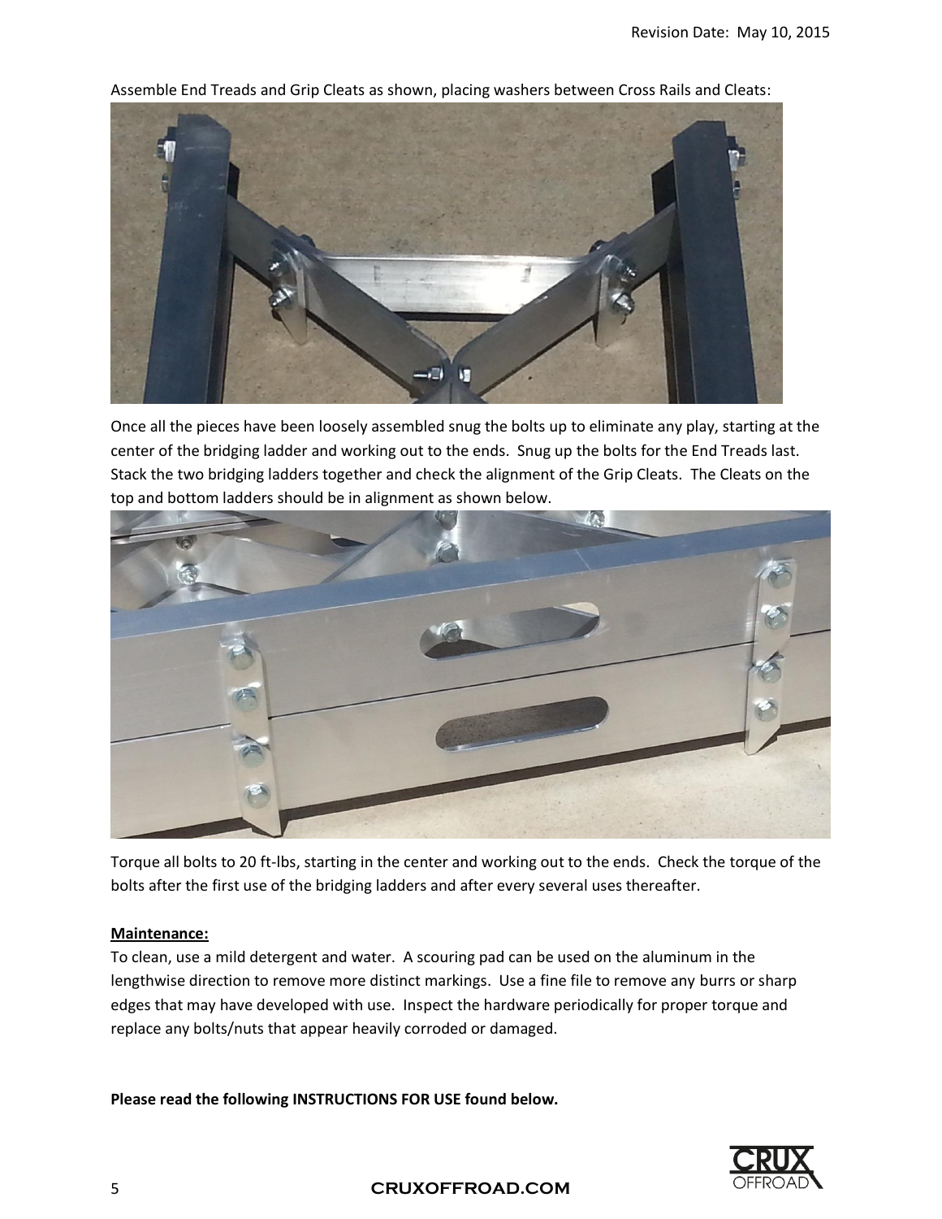Assemble End Treads and Grip Cleats as shown, placing washers between Cross Rails and Cleats:

Once all the pieces have been loosely assembled snug the bolts up to eliminate any play, starting at the center of the bridging ladder and working out to the ends. Snug up the bolts for the End Treads last. Stack the two bridging ladders together and check the alignment of the Grip Cleats. The Cleats on the top and bottom ladders should be in alignment as shown below.

Torque all bolts to 20 ft-lbs, starting in the center and working out to the ends. Check the torque of the bolts after the first use of the bridging ladders and after every several uses thereafter.

**Maintenance:**

To clean, use a mild detergent and water. A scouring pad can be used on the aluminum in the lengthwise direction to remove more distinct markings. Use a fine file to remove any burrs or sharp edges that may have developed with use. Inspect the hardware periodically for proper torque and replace any bolts/nuts that appear heavily corroded or damaged.

**Please read the following INSTRUCTIONS FOR USE found below.**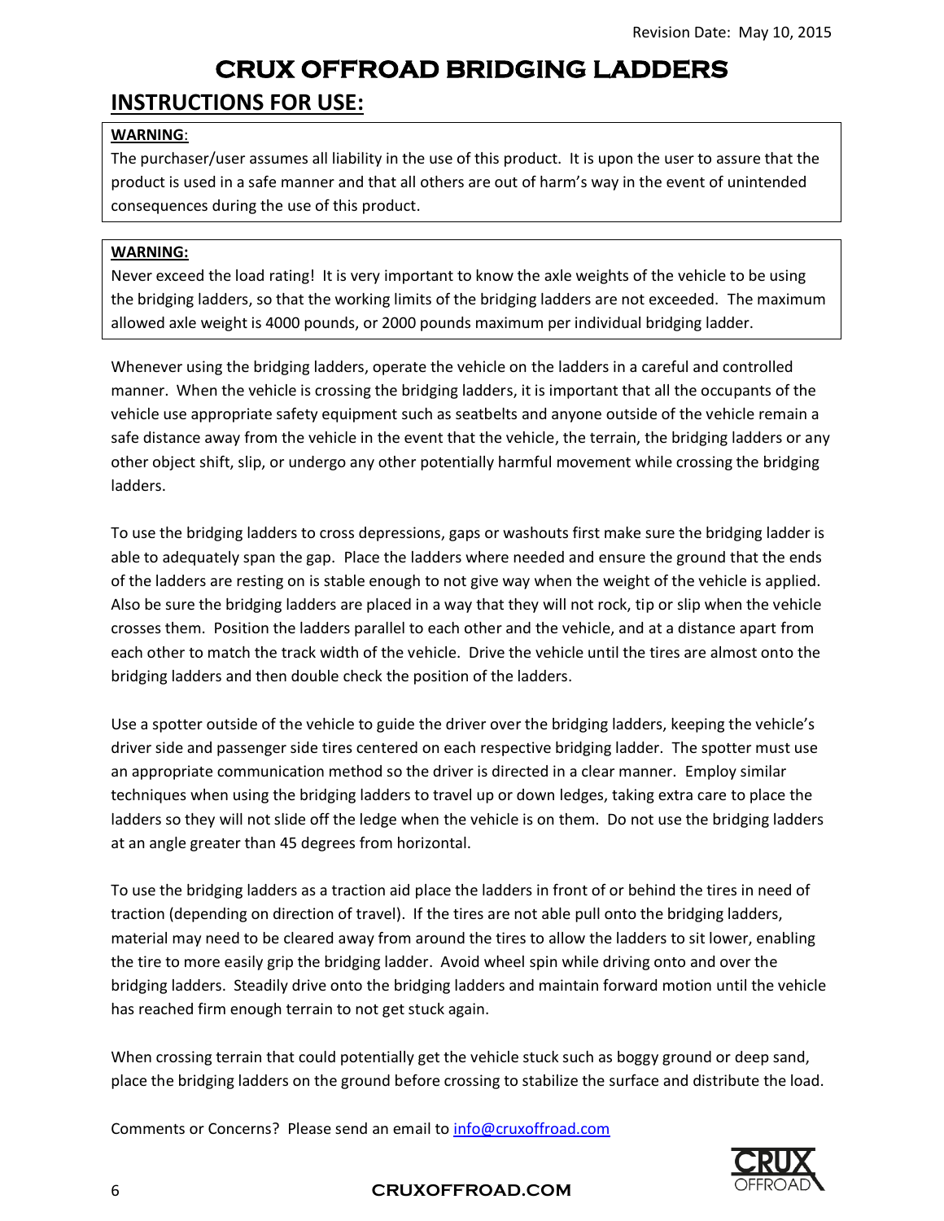Revision Date: May 10, 2015

# CRUX OFFROAD BRIDGING LADDERS

## INSTRUCTIONS FOR USE:

**WARNING**:
The purchaser/user assumes all liability in the use of this product. It is upon the user to assure that the product is used in a safe manner and that all others are out of harm's way in the event of unintended consequences during the use of this product.

**WARNING:**
Never exceed the load rating! It is very important to know the axle weights of the vehicle to be using the bridging ladders, so that the working limits of the bridging ladders are not exceeded. The maximum allowed axle weight is 4000 pounds, or 2000 pounds maximum per individual bridging ladder.

Whenever using the bridging ladders, operate the vehicle on the ladders in a careful and controlled manner. When the vehicle is crossing the bridging ladders, it is important that all the occupants of the vehicle use appropriate safety equipment such as seatbelts and anyone outside of the vehicle remain a safe distance away from the vehicle in the event that the vehicle, the terrain, the bridging ladders or any other object shift, slip, or undergo any other potentially harmful movement while crossing the bridging ladders.

To use the bridging ladders to cross depressions, gaps or washouts first make sure the bridging ladder is able to adequately span the gap. Place the ladders where needed and ensure the ground that the ends of the ladders are resting on is stable enough to not give way when the weight of the vehicle is applied. Also be sure the bridging ladders are placed in a way that they will not rock, tip or slip when the vehicle crosses them. Position the ladders parallel to each other and the vehicle, and at a distance apart from each other to match the track width of the vehicle. Drive the vehicle until the tires are almost onto the bridging ladders and then double check the position of the ladders.

Use a spotter outside of the vehicle to guide the driver over the bridging ladders, keeping the vehicle's driver side and passenger side tires centered on each respective bridging ladder. The spotter must use an appropriate communication method so the driver is directed in a clear manner. Employ similar techniques when using the bridging ladders to travel up or down ledges, taking extra care to place the ladders so they will not slide off the ledge when the vehicle is on them. Do not use the bridging ladders at an angle greater than 45 degrees from horizontal.

To use the bridging ladders as a traction aid place the ladders in front of or behind the tires in need of traction (depending on direction of travel). If the tires are not able pull onto the bridging ladders, material may need to be cleared away from around the tires to allow the ladders to sit lower, enabling the tire to more easily grip the bridging ladder. Avoid wheel spin while driving onto and over the bridging ladders. Steadily drive onto the bridging ladders and maintain forward motion until the vehicle has reached firm enough terrain to not get stuck again.

When crossing terrain that could potentially get the vehicle stuck such as boggy ground or deep sand, place the bridging ladders on the ground before crossing to stabilize the surface and distribute the load.

Comments or Concerns? Please send an email to [info@cruxoffroad.com](mailto:info@cruxoffroad.com)

CRUXOFFROAD.COM